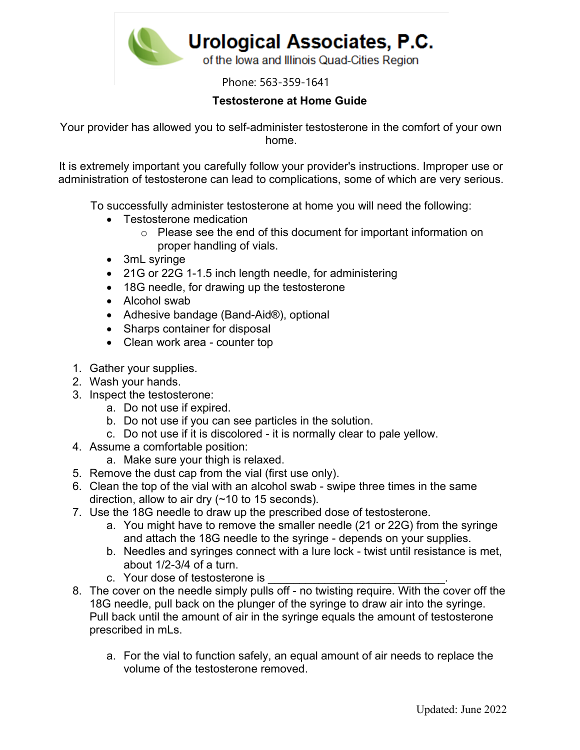# Urological Associates, P.C.

of the Iowa and Illinois Quad-Cities Region

Phone: 563-359-1641

## Testosterone at Home Guide

Your provider has allowed you to self-administer testosterone in the comfort of your own home.

It is extremely important you carefully follow your provider's instructions. Improper use or administration of testosterone can lead to complications, some of which are very serious.

To successfully administer testosterone at home you will need the following:

- Testosterone medication
  - Please see the end of this document for important information on proper handling of vials.
- 3mL syringe
- 21G or 22G 1-1.5 inch length needle, for administering
- 18G needle, for drawing up the testosterone
- Alcohol swab
- Adhesive bandage (Band-Aid®), optional
- Sharps container for disposal
- Clean work area - counter top

1. Gather your supplies.
2. Wash your hands.
3. Inspect the testosterone:
   a. Do not use if expired.
   b. Do not use if you can see particles in the solution.
   c. Do not use if it is discolored - it is normally clear to pale yellow.
4. Assume a comfortable position:
   a. Make sure your thigh is relaxed.
5. Remove the dust cap from the vial (first use only).
6. Clean the top of the vial with an alcohol swab - swipe three times in the same direction, allow to air dry (~10 to 15 seconds).
7. Use the 18G needle to draw up the prescribed dose of testosterone.
   a. You might have to remove the smaller needle (21 or 22G) from the syringe and attach the 18G needle to the syringe - depends on your supplies.
   b. Needles and syringes connect with a lure lock - twist until resistance is met, about 1/2-3/4 of a turn.
   c. Your dose of testosterone is ___________________________.
8. The cover on the needle simply pulls off - no twisting require. With the cover off the 18G needle, pull back on the plunger of the syringe to draw air into the syringe. Pull back until the amount of air in the syringe equals the amount of testosterone prescribed in mLs.

   a. For the vial to function safely, an equal amount of air needs to replace the volume of the testosterone removed.

Updated: June 2022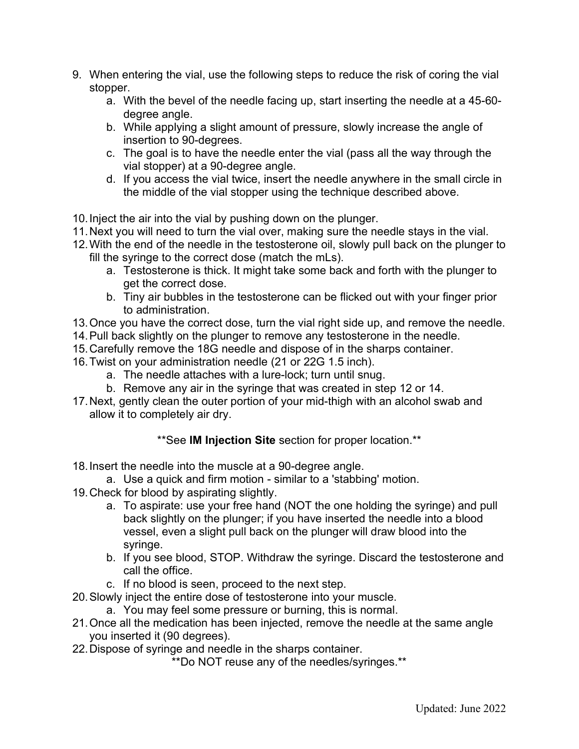9. When entering the vial, use the following steps to reduce the risk of coring the vial stopper.
    a. With the bevel of the needle facing up, start inserting the needle at a 45-60-degree angle.
    b. While applying a slight amount of pressure, slowly increase the angle of insertion to 90-degrees.
    c. The goal is to have the needle enter the vial (pass all the way through the vial stopper) at a 90-degree angle.
    d. If you access the vial twice, insert the needle anywhere in the small circle in the middle of the vial stopper using the technique described above.

10. Inject the air into the vial by pushing down on the plunger.
11. Next you will need to turn the vial over, making sure the needle stays in the vial.
12. With the end of the needle in the testosterone oil, slowly pull back on the plunger to fill the syringe to the correct dose (match the mLs).
    a. Testosterone is thick. It might take some back and forth with the plunger to get the correct dose.
    b. Tiny air bubbles in the testosterone can be flicked out with your finger prior to administration.
13. Once you have the correct dose, turn the vial right side up, and remove the needle.
14. Pull back slightly on the plunger to remove any testosterone in the needle.
15. Carefully remove the 18G needle and dispose of in the sharps container.
16. Twist on your administration needle (21 or 22G 1.5 inch).
    a. The needle attaches with a lure-lock; turn until snug.
    b. Remove any air in the syringe that was created in step 12 or 14.
17. Next, gently clean the outer portion of your mid-thigh with an alcohol swab and allow it to completely air dry.

**See **IM Injection Site** section for proper location.**

18. Insert the needle into the muscle at a 90-degree angle.
    a. Use a quick and firm motion - similar to a 'stabbing' motion.
19. Check for blood by aspirating slightly.
    a. To aspirate: use your free hand (NOT the one holding the syringe) and pull back slightly on the plunger; if you have inserted the needle into a blood vessel, even a slight pull back on the plunger will draw blood into the syringe.
    b. If you see blood, STOP. Withdraw the syringe. Discard the testosterone and call the office.
    c. If no blood is seen, proceed to the next step.
20. Slowly inject the entire dose of testosterone into your muscle.
    a. You may feel some pressure or burning, this is normal.
21. Once all the medication has been injected, remove the needle at the same angle you inserted it (90 degrees).
22. Dispose of syringe and needle in the sharps container.

**Do NOT reuse any of the needles/syringes.**

Updated: June 2022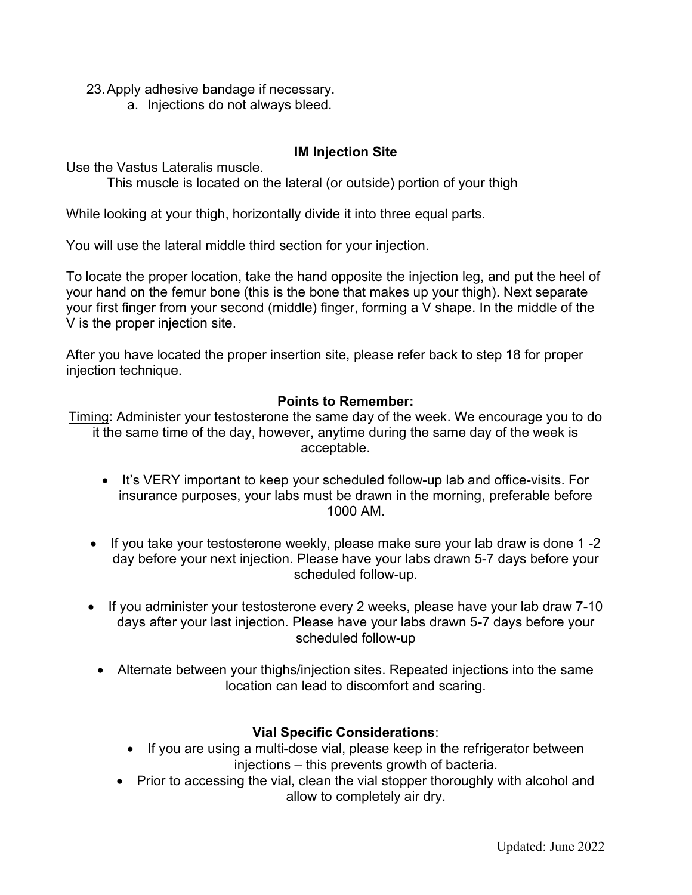23. Apply adhesive bandage if necessary.
    a. Injections do not always bleed.

## IM Injection Site

Use the Vastus Lateralis muscle.

This muscle is located on the lateral (or outside) portion of your thigh

While looking at your thigh, horizontally divide it into three equal parts.

You will use the lateral middle third section for your injection.

To locate the proper location, take the hand opposite the injection leg, and put the heel of your hand on the femur bone (this is the bone that makes up your thigh). Next separate your first finger from your second (middle) finger, forming a V shape. In the middle of the V is the proper injection site.

After you have located the proper insertion site, please refer back to step 18 for proper injection technique.

## Points to Remember:

Timing: Administer your testosterone the same day of the week. We encourage you to do it the same time of the day, however, anytime during the same day of the week is acceptable.

- It's VERY important to keep your scheduled follow-up lab and office-visits. For insurance purposes, your labs must be drawn in the morning, preferable before 1000 AM.
- If you take your testosterone weekly, please make sure your lab draw is done 1 -2 day before your next injection. Please have your labs drawn 5-7 days before your scheduled follow-up.
- If you administer your testosterone every 2 weeks, please have your lab draw 7-10 days after your last injection. Please have your labs drawn 5-7 days before your scheduled follow-up
- Alternate between your thighs/injection sites. Repeated injections into the same location can lead to discomfort and scaring.

## Vial Specific Considerations:

- If you are using a multi-dose vial, please keep in the refrigerator between injections – this prevents growth of bacteria.
- Prior to accessing the vial, clean the vial stopper thoroughly with alcohol and allow to completely air dry.

Updated: June 2022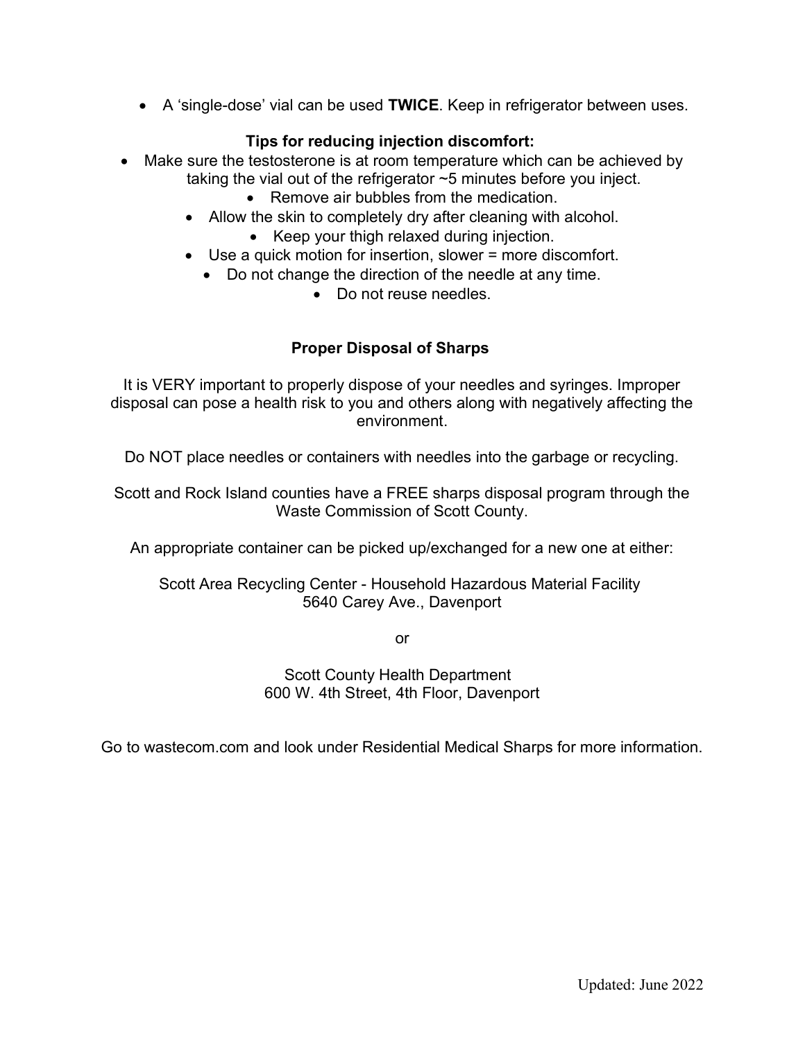- A 'single-dose' vial can be used **TWICE**. Keep in refrigerator between uses.

### Tips for reducing injection discomfort:

- Make sure the testosterone is at room temperature which can be achieved by taking the vial out of the refrigerator ~5 minutes before you inject.
- Remove air bubbles from the medication.
- Allow the skin to completely dry after cleaning with alcohol.
- Keep your thigh relaxed during injection.
- Use a quick motion for insertion, slower = more discomfort.
- Do not change the direction of the needle at any time.
- Do not reuse needles.

### Proper Disposal of Sharps

It is VERY important to properly dispose of your needles and syringes. Improper disposal can pose a health risk to you and others along with negatively affecting the environment.

Do NOT place needles or containers with needles into the garbage or recycling.

Scott and Rock Island counties have a FREE sharps disposal program through the Waste Commission of Scott County.

An appropriate container can be picked up/exchanged for a new one at either:

Scott Area Recycling Center - Household Hazardous Material Facility
5640 Carey Ave., Davenport

or

Scott County Health Department
600 W. 4th Street, 4th Floor, Davenport

Go to wastecom.com and look under Residential Medical Sharps for more information.

Updated: June 2022